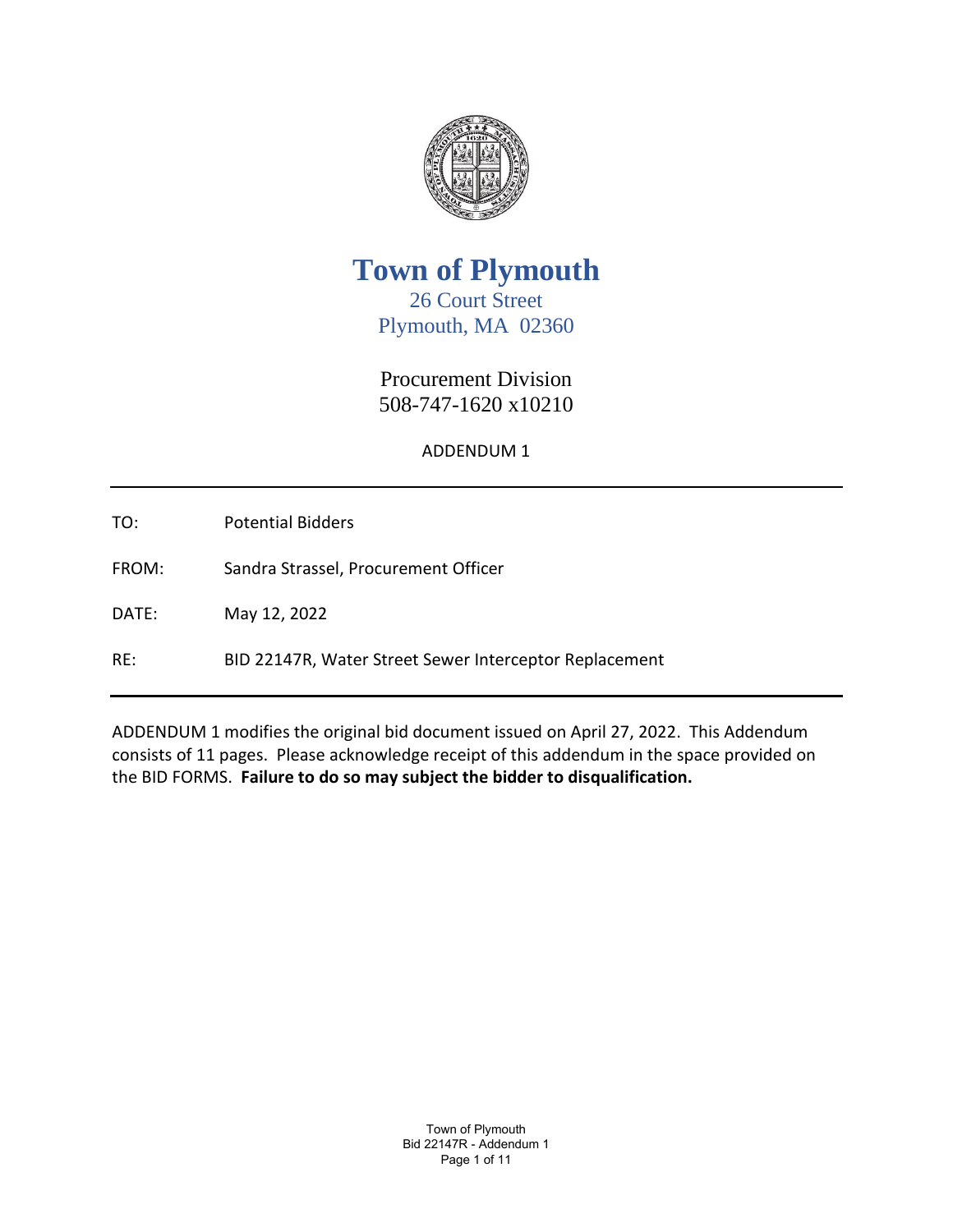# Town of Plymouth

26 Court Street
Plymouth, MA 02360

Procurement Division
508-747-1620 x10210

ADDENDUM 1

---

TO: Potential Bidders

FROM: Sandra Strassel, Procurement Officer

DATE: May 12, 2022

RE: BID 22147R, Water Street Sewer Interceptor Replacement

---

ADDENDUM 1 modifies the original bid document issued on April 27, 2022. This Addendum consists of 11 pages. Please acknowledge receipt of this addendum in the space provided on the BID FORMS. **Failure to do so may subject the bidder to disqualification.**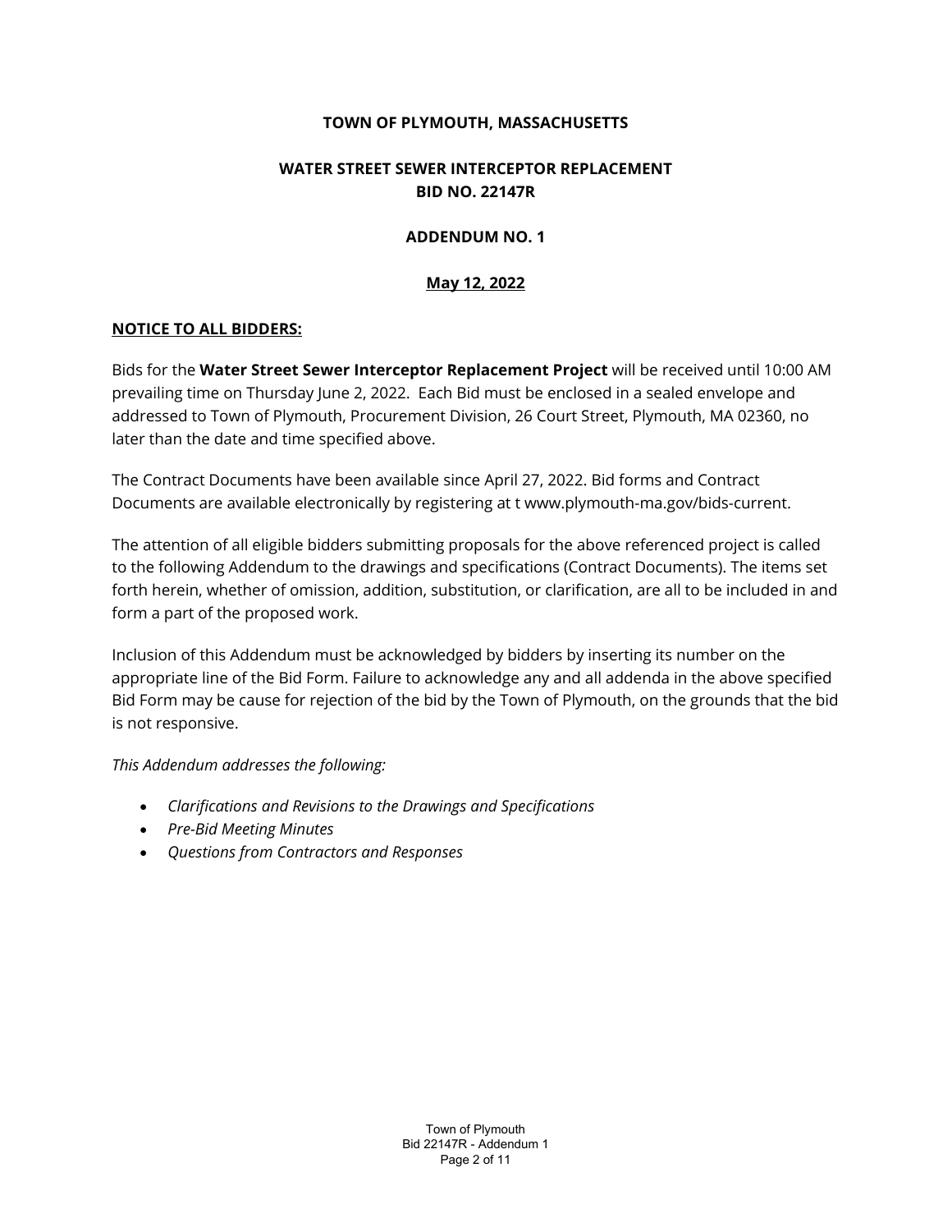**TOWN OF PLYMOUTH, MASSACHUSETTS**

**WATER STREET SEWER INTERCEPTOR REPLACEMENT**
**BID NO. 22147R**

**ADDENDUM NO. 1**

**May 12, 2022**

**NOTICE TO ALL BIDDERS:**

Bids for the **Water Street Sewer Interceptor Replacement Project** will be received until 10:00 AM prevailing time on Thursday June 2, 2022. Each Bid must be enclosed in a sealed envelope and addressed to Town of Plymouth, Procurement Division, 26 Court Street, Plymouth, MA 02360, no later than the date and time specified above.

The Contract Documents have been available since April 27, 2022. Bid forms and Contract Documents are available electronically by registering at t www.plymouth-ma.gov/bids-current.

The attention of all eligible bidders submitting proposals for the above referenced project is called to the following Addendum to the drawings and specifications (Contract Documents). The items set forth herein, whether of omission, addition, substitution, or clarification, are all to be included in and form a part of the proposed work.

Inclusion of this Addendum must be acknowledged by bidders by inserting its number on the appropriate line of the Bid Form. Failure to acknowledge any and all addenda in the above specified Bid Form may be cause for rejection of the bid by the Town of Plymouth, on the grounds that the bid is not responsive.

*This Addendum addresses the following:*

- *Clarifications and Revisions to the Drawings and Specifications*
- *Pre-Bid Meeting Minutes*
- *Questions from Contractors and Responses*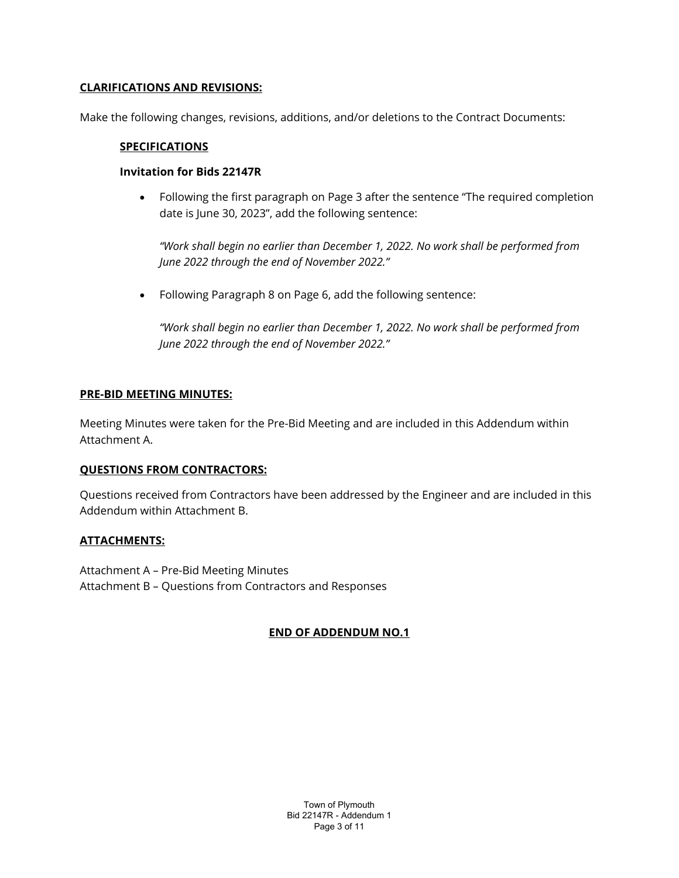## CLARIFICATIONS AND REVISIONS:

Make the following changes, revisions, additions, and/or deletions to the Contract Documents:

### SPECIFICATIONS

**Invitation for Bids 22147R**

- Following the first paragraph on Page 3 after the sentence "The required completion date is June 30, 2023", add the following sentence:

  *"Work shall begin no earlier than December 1, 2022. No work shall be performed from June 2022 through the end of November 2022."*

- Following Paragraph 8 on Page 6, add the following sentence:

  *"Work shall begin no earlier than December 1, 2022. No work shall be performed from June 2022 through the end of November 2022."*

## PRE-BID MEETING MINUTES:

Meeting Minutes were taken for the Pre-Bid Meeting and are included in this Addendum within Attachment A.

## QUESTIONS FROM CONTRACTORS:

Questions received from Contractors have been addressed by the Engineer and are included in this Addendum within Attachment B.

## ATTACHMENTS:

Attachment A – Pre-Bid Meeting Minutes
Attachment B – Questions from Contractors and Responses

**END OF ADDENDUM NO.1**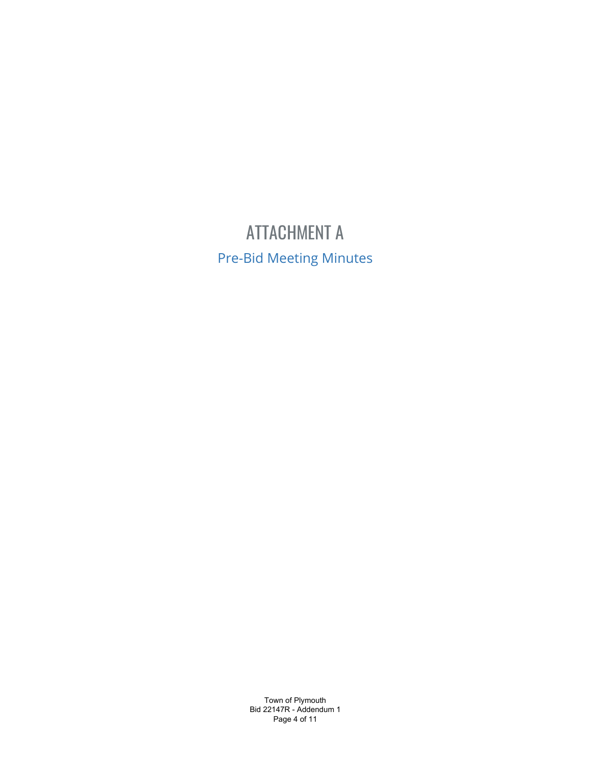# ATTACHMENT A

## Pre-Bid Meeting Minutes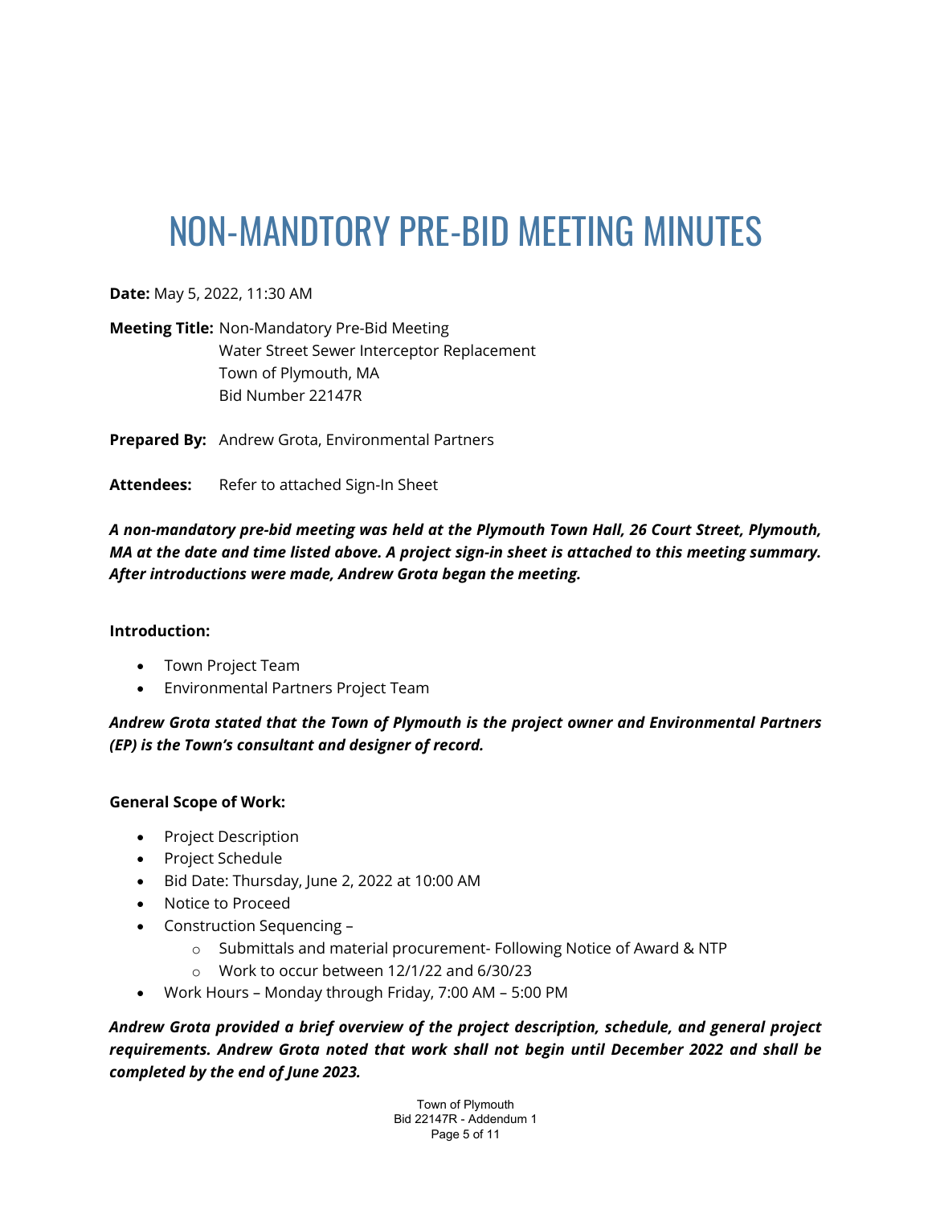# NON-MANDTORY PRE-BID MEETING MINUTES

**Date:** May 5, 2022, 11:30 AM

**Meeting Title:** Non-Mandatory Pre-Bid Meeting
Water Street Sewer Interceptor Replacement
Town of Plymouth, MA
Bid Number 22147R

**Prepared By:** Andrew Grota, Environmental Partners

**Attendees:** Refer to attached Sign-In Sheet

***A non-mandatory pre-bid meeting was held at the Plymouth Town Hall, 26 Court Street, Plymouth, MA at the date and time listed above. A project sign-in sheet is attached to this meeting summary. After introductions were made, Andrew Grota began the meeting.***

**Introduction:**

- Town Project Team
- Environmental Partners Project Team

***Andrew Grota stated that the Town of Plymouth is the project owner and Environmental Partners (EP) is the Town's consultant and designer of record.***

**General Scope of Work:**

- Project Description
- Project Schedule
- Bid Date: Thursday, June 2, 2022 at 10:00 AM
- Notice to Proceed
- Construction Sequencing –
  - Submittals and material procurement- Following Notice of Award & NTP
  - Work to occur between 12/1/22 and 6/30/23
- Work Hours – Monday through Friday, 7:00 AM – 5:00 PM

***Andrew Grota provided a brief overview of the project description, schedule, and general project requirements. Andrew Grota noted that work shall not begin until December 2022 and shall be completed by the end of June 2023.***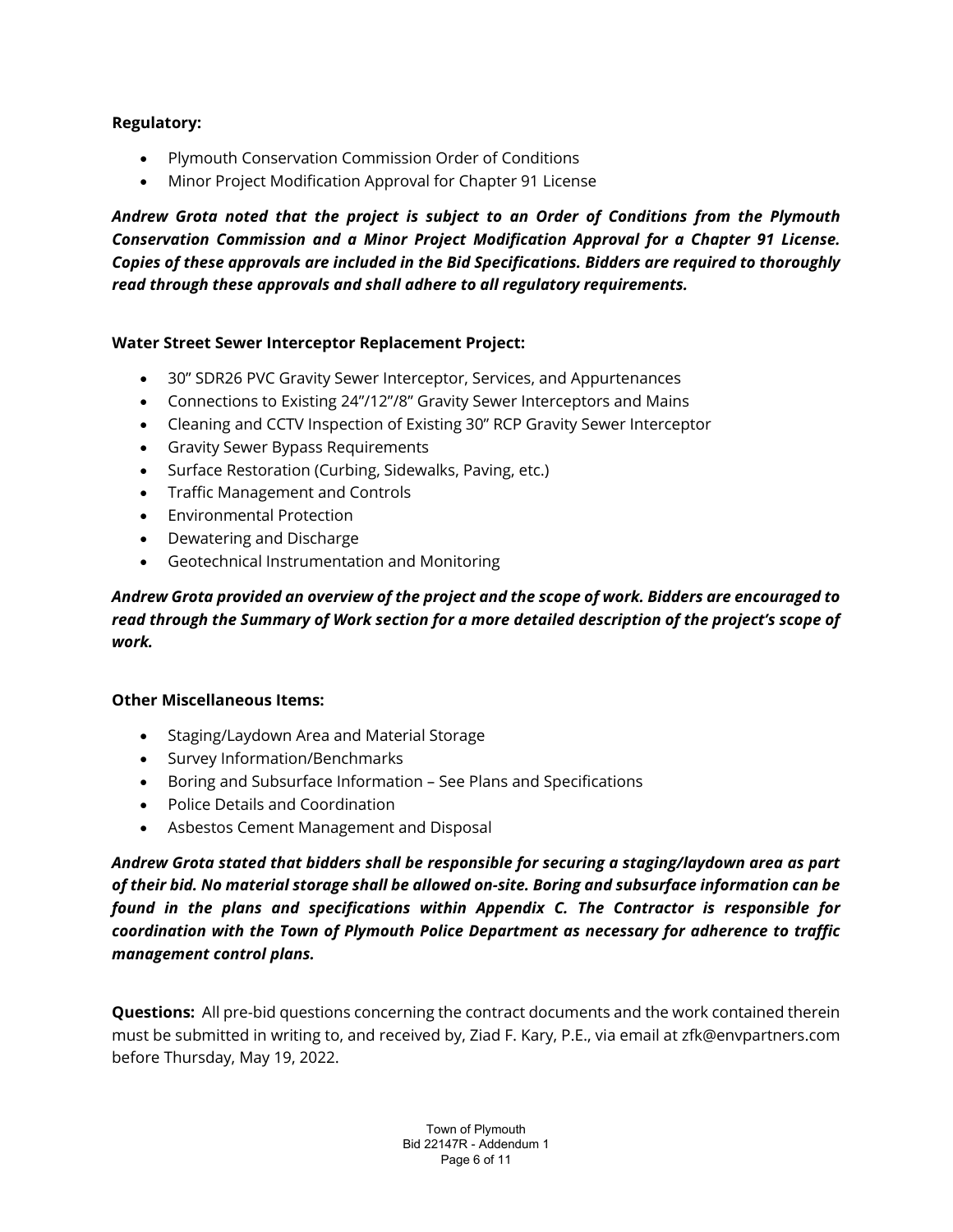**Regulatory:**

- Plymouth Conservation Commission Order of Conditions
- Minor Project Modification Approval for Chapter 91 License

***Andrew Grota noted that the project is subject to an Order of Conditions from the Plymouth Conservation Commission and a Minor Project Modification Approval for a Chapter 91 License. Copies of these approvals are included in the Bid Specifications. Bidders are required to thoroughly read through these approvals and shall adhere to all regulatory requirements.***

**Water Street Sewer Interceptor Replacement Project:**

- 30" SDR26 PVC Gravity Sewer Interceptor, Services, and Appurtenances
- Connections to Existing 24"/12"/8" Gravity Sewer Interceptors and Mains
- Cleaning and CCTV Inspection of Existing 30" RCP Gravity Sewer Interceptor
- Gravity Sewer Bypass Requirements
- Surface Restoration (Curbing, Sidewalks, Paving, etc.)
- Traffic Management and Controls
- Environmental Protection
- Dewatering and Discharge
- Geotechnical Instrumentation and Monitoring

***Andrew Grota provided an overview of the project and the scope of work. Bidders are encouraged to read through the Summary of Work section for a more detailed description of the project's scope of work.***

**Other Miscellaneous Items:**

- Staging/Laydown Area and Material Storage
- Survey Information/Benchmarks
- Boring and Subsurface Information – See Plans and Specifications
- Police Details and Coordination
- Asbestos Cement Management and Disposal

***Andrew Grota stated that bidders shall be responsible for securing a staging/laydown area as part of their bid. No material storage shall be allowed on-site. Boring and subsurface information can be found in the plans and specifications within Appendix C. The Contractor is responsible for coordination with the Town of Plymouth Police Department as necessary for adherence to traffic management control plans.***

**Questions:** All pre-bid questions concerning the contract documents and the work contained therein must be submitted in writing to, and received by, Ziad F. Kary, P.E., via email at zfk@envpartners.com before Thursday, May 19, 2022.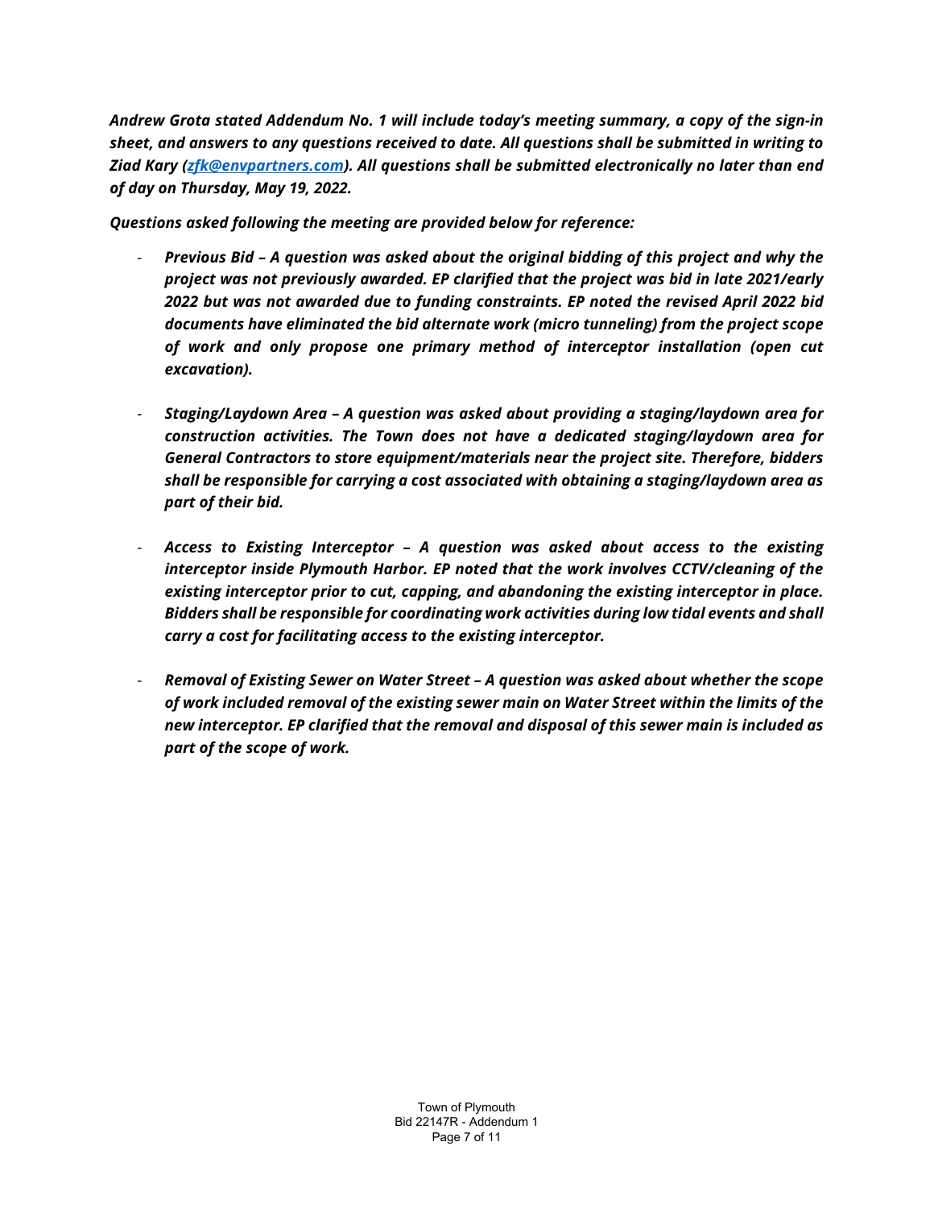***Andrew Grota stated Addendum No. 1 will include today's meeting summary, a copy of the sign-in sheet, and answers to any questions received to date. All questions shall be submitted in writing to Ziad Kary ([zfk@envpartners.com](mailto:zfk@envpartners.com)). All questions shall be submitted electronically no later than end of day on Thursday, May 19, 2022.***

***Questions asked following the meeting are provided below for reference:***

- ***Previous Bid – A question was asked about the original bidding of this project and why the project was not previously awarded. EP clarified that the project was bid in late 2021/early 2022 but was not awarded due to funding constraints. EP noted the revised April 2022 bid documents have eliminated the bid alternate work (micro tunneling) from the project scope of work and only propose one primary method of interceptor installation (open cut excavation).***

- ***Staging/Laydown Area – A question was asked about providing a staging/laydown area for construction activities. The Town does not have a dedicated staging/laydown area for General Contractors to store equipment/materials near the project site. Therefore, bidders shall be responsible for carrying a cost associated with obtaining a staging/laydown area as part of their bid.***

- ***Access to Existing Interceptor – A question was asked about access to the existing interceptor inside Plymouth Harbor. EP noted that the work involves CCTV/cleaning of the existing interceptor prior to cut, capping, and abandoning the existing interceptor in place. Bidders shall be responsible for coordinating work activities during low tidal events and shall carry a cost for facilitating access to the existing interceptor.***

- ***Removal of Existing Sewer on Water Street – A question was asked about whether the scope of work included removal of the existing sewer main on Water Street within the limits of the new interceptor. EP clarified that the removal and disposal of this sewer main is included as part of the scope of work.***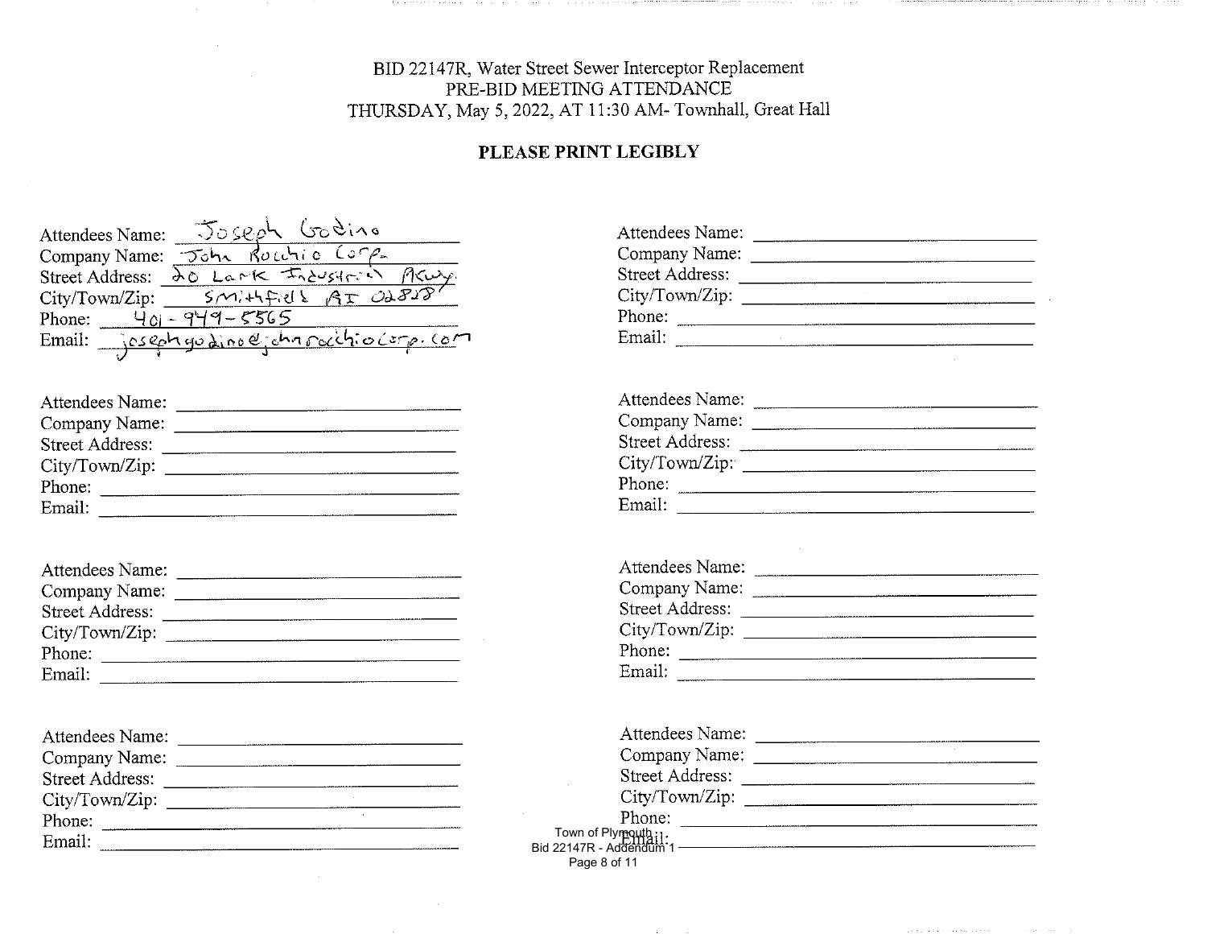BID 22147R, Water Street Sewer Interceptor Replacement
PRE-BID MEETING ATTENDANCE
THURSDAY, May 5, 2022, AT 11:30 AM- Townhall, Great Hall

**PLEASE PRINT LEGIBLY**

Attendees Name: Joseph Godino
Company Name: John Rocchio Corp.
Street Address: 20 Lark Industrial Pkwy.
City/Town/Zip: Smithfield RI 02828
Phone: 401-949-5565
Email: josephgodino@johnrocchiocorp.com

Attendees Name:
Company Name:
Street Address:
City/Town/Zip:
Phone:
Email:

Attendees Name:
Company Name:
Street Address:
City/Town/Zip:
Phone:
Email:

Attendees Name:
Company Name:
Street Address:
City/Town/Zip:
Phone:
Email:

Attendees Name:
Company Name:
Street Address:
City/Town/Zip:
Phone:
Email:

Attendees Name:
Company Name:
Street Address:
City/Town/Zip:
Phone:
Email:

Attendees Name:
Company Name:
Street Address:
City/Town/Zip:
Phone:
Email:

Attendees Name:
Company Name:
Street Address:
City/Town/Zip:
Phone:
Email: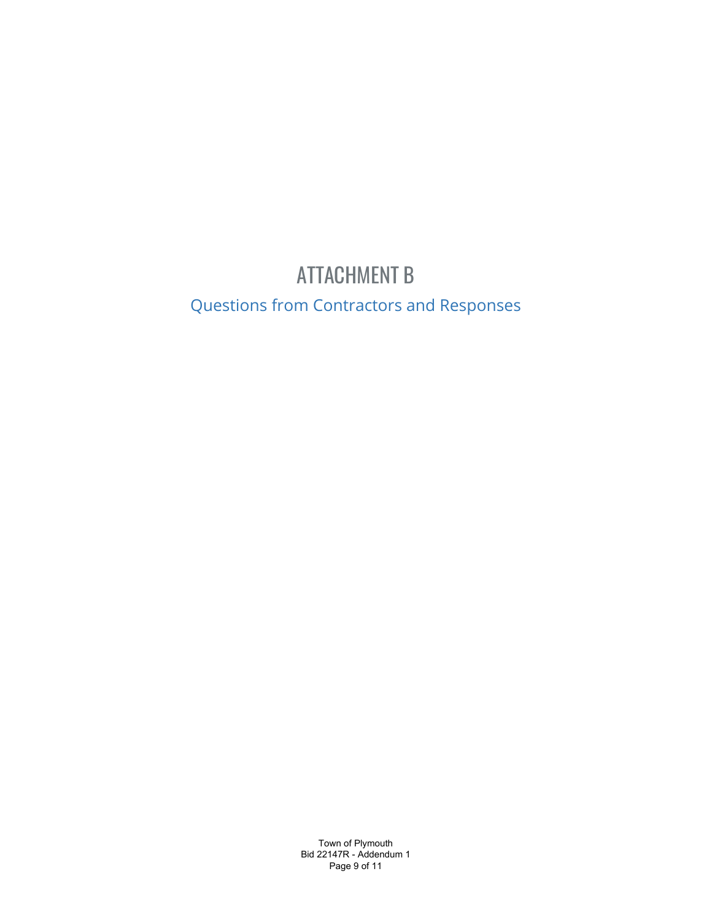# ATTACHMENT B

## Questions from Contractors and Responses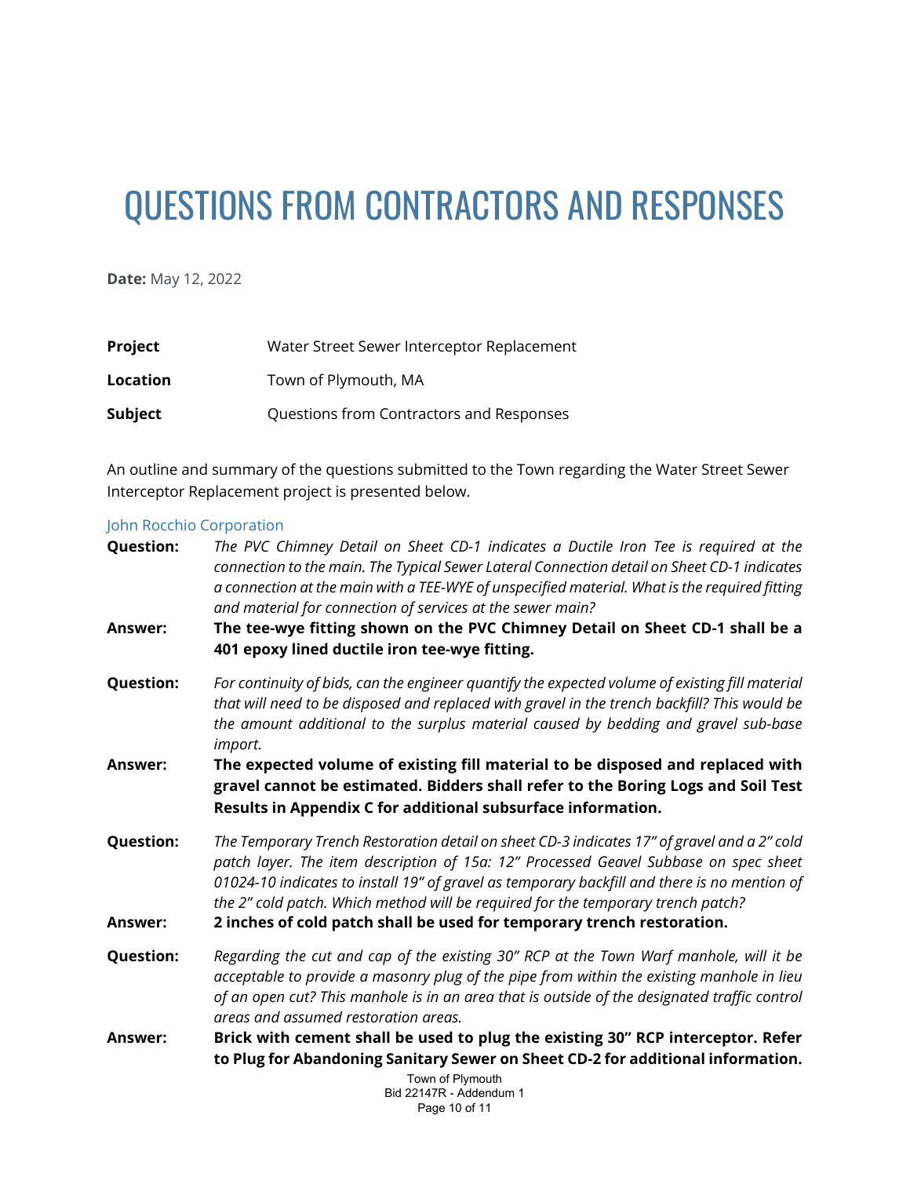# QUESTIONS FROM CONTRACTORS AND RESPONSES

**Date:** May 12, 2022

| | |
|---|---|
| **Project** | Water Street Sewer Interceptor Replacement |
| **Location** | Town of Plymouth, MA |
| **Subject** | Questions from Contractors and Responses |

An outline and summary of the questions submitted to the Town regarding the Water Street Sewer Interceptor Replacement project is presented below.

### John Rocchio Corporation

**Question:** *The PVC Chimney Detail on Sheet CD-1 indicates a Ductile Iron Tee is required at the connection to the main. The Typical Sewer Lateral Connection detail on Sheet CD-1 indicates a connection at the main with a TEE-WYE of unspecified material. What is the required fitting and material for connection of services at the sewer main?*

**Answer:** **The tee-wye fitting shown on the PVC Chimney Detail on Sheet CD-1 shall be a 401 epoxy lined ductile iron tee-wye fitting.**

**Question:** *For continuity of bids, can the engineer quantify the expected volume of existing fill material that will need to be disposed and replaced with gravel in the trench backfill? This would be the amount additional to the surplus material caused by bedding and gravel sub-base import.*

**Answer:** **The expected volume of existing fill material to be disposed and replaced with gravel cannot be estimated. Bidders shall refer to the Boring Logs and Soil Test Results in Appendix C for additional subsurface information.**

**Question:** *The Temporary Trench Restoration detail on sheet CD-3 indicates 17" of gravel and a 2" cold patch layer. The item description of 15a: 12" Processed Geavel Subbase on spec sheet 01024-10 indicates to install 19" of gravel as temporary backfill and there is no mention of the 2" cold patch. Which method will be required for the temporary trench patch?*

**Answer:** **2 inches of cold patch shall be used for temporary trench restoration.**

**Question:** *Regarding the cut and cap of the existing 30" RCP at the Town Warf manhole, will it be acceptable to provide a masonry plug of the pipe from within the existing manhole in lieu of an open cut? This manhole is in an area that is outside of the designated traffic control areas and assumed restoration areas.*

**Answer:** **Brick with cement shall be used to plug the existing 30" RCP interceptor. Refer to Plug for Abandoning Sanitary Sewer on Sheet CD-2 for additional information.**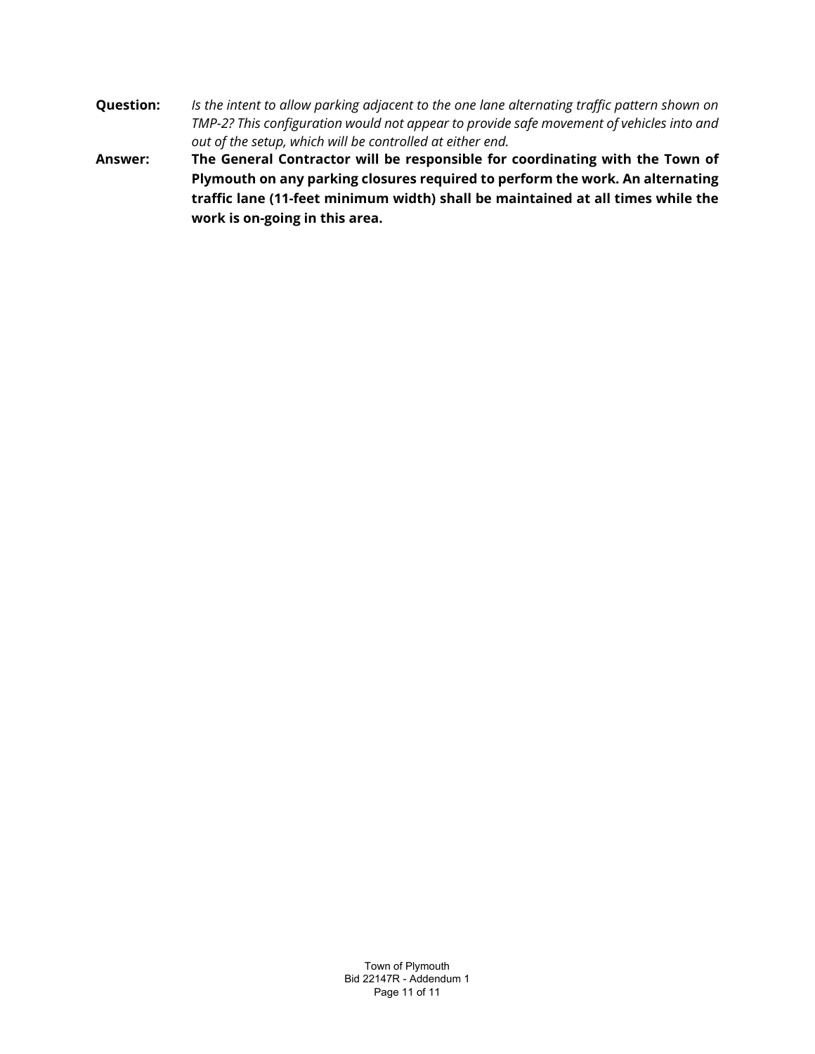**Question:** *Is the intent to allow parking adjacent to the one lane alternating traffic pattern shown on TMP-2? This configuration would not appear to provide safe movement of vehicles into and out of the setup, which will be controlled at either end.*

**Answer:** **The General Contractor will be responsible for coordinating with the Town of Plymouth on any parking closures required to perform the work. An alternating traffic lane (11-feet minimum width) shall be maintained at all times while the work is on-going in this area.**